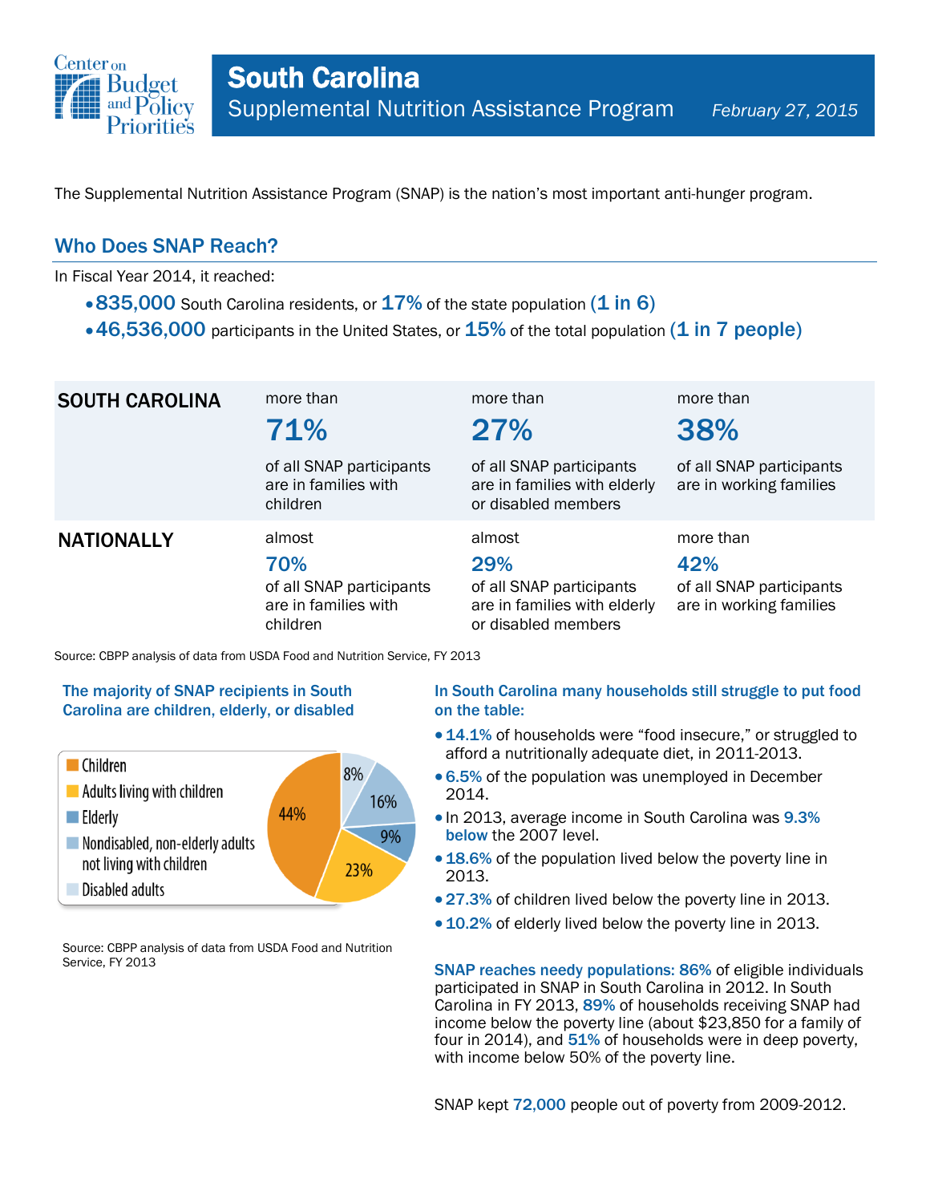# South Carolina

## Supplemental Nutrition Assistance Program

*February 27, 2015*

The Supplemental Nutrition Assistance Program (SNAP) is the nation's most important anti-hunger program.

## Who Does SNAP Reach?

In Fiscal Year 2014, it reached:

- **835,000** South Carolina residents, or **17%** of the state population **(1 in 6)**
- **46,536,000** participants in the United States, or **15%** of the total population **(1 in 7 people)**

| | | | |
|---|---|---|---|
| **SOUTH CAROLINA** | more than **71%** of all SNAP participants are in families with children | more than **27%** of all SNAP participants are in families with elderly or disabled members | more than **38%** of all SNAP participants are in working families |
| **NATIONALLY** | almost **70%** of all SNAP participants are in families with children | almost **29%** of all SNAP participants are in families with elderly or disabled members | more than **42%** of all SNAP participants are in working families |

Source: CBPP analysis of data from USDA Food and Nutrition Service, FY 2013

### The majority of SNAP recipients in South Carolina are children, elderly, or disabled

| Category | Share |
|---|---|
| Children | 44% |
| Adults living with children | 23% |
| Elderly | 9% |
| Nondisabled, non-elderly adults not living with children | 16% |
| Disabled adults | 8% |

Source: CBPP analysis of data from USDA Food and Nutrition Service, FY 2013

### In South Carolina many households still struggle to put food on the table:

- **14.1%** of households were "food insecure," or struggled to afford a nutritionally adequate diet, in 2011-2013.
- **6.5%** of the population was unemployed in December 2014.
- In 2013, average income in South Carolina was **9.3% below** the 2007 level.
- **18.6%** of the population lived below the poverty line in 2013.
- **27.3%** of children lived below the poverty line in 2013.
- **10.2%** of elderly lived below the poverty line in 2013.

**SNAP reaches needy populations: 86%** of eligible individuals participated in SNAP in South Carolina in 2012. In South Carolina in FY 2013, **89%** of households receiving SNAP had income below the poverty line (about $23,850 for a family of four in 2014), and **51%** of households were in deep poverty, with income below 50% of the poverty line.

SNAP kept **72,000** people out of poverty from 2009-2012.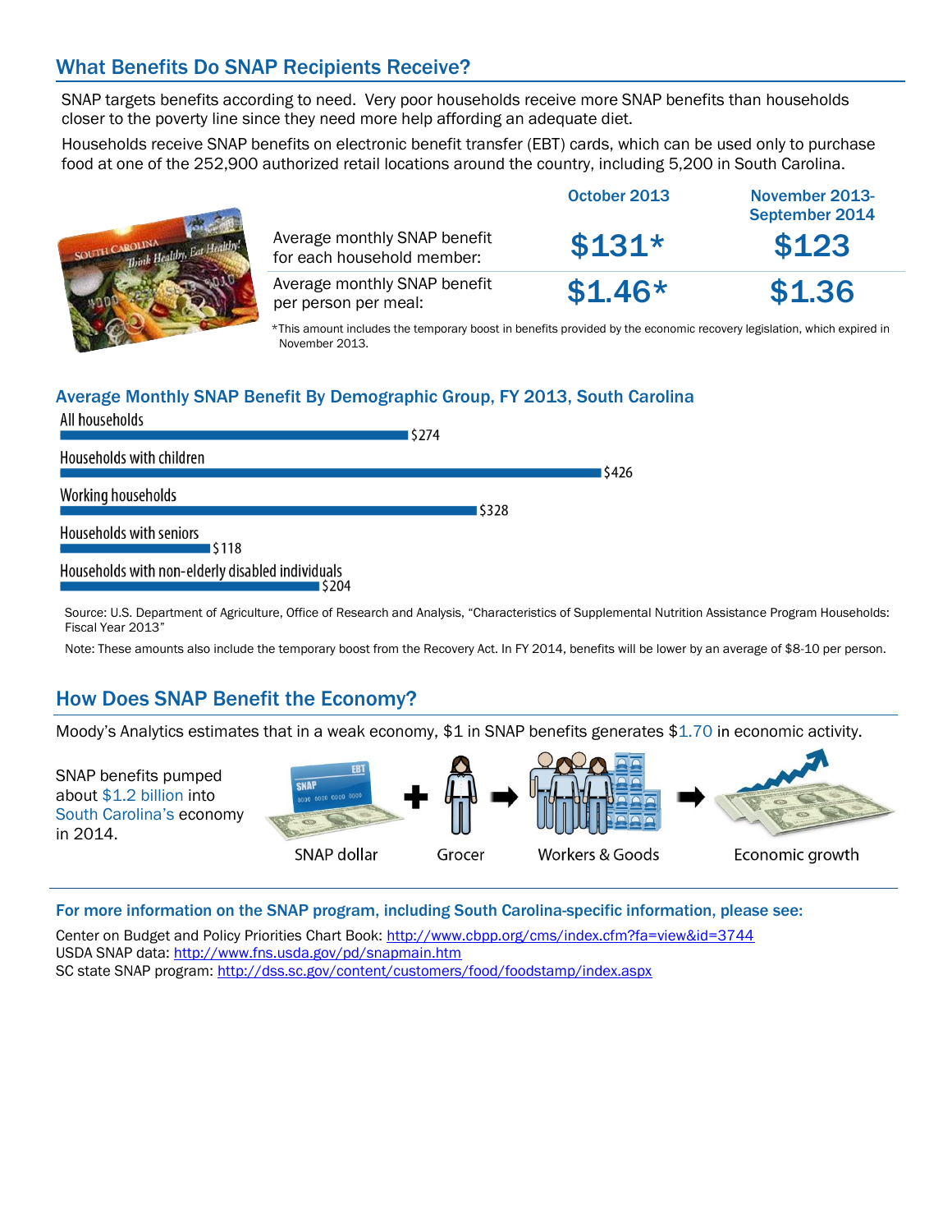## What Benefits Do SNAP Recipients Receive?

SNAP targets benefits according to need. Very poor households receive more SNAP benefits than households closer to the poverty line since they need more help affording an adequate diet.

Households receive SNAP benefits on electronic benefit transfer (EBT) cards, which can be used only to purchase food at one of the 252,900 authorized retail locations around the country, including 5,200 in South Carolina.

| | October 2013 | November 2013-September 2014 |
|---|---|---|
| Average monthly SNAP benefit for each household member: | $131* | $123 |
| Average monthly SNAP benefit per person per meal: | $1.46* | $1.36 |

*This amount includes the temporary boost in benefits provided by the economic recovery legislation, which expired in November 2013.

### Average Monthly SNAP Benefit By Demographic Group, FY 2013, South Carolina

All households
$274

Households with children
$426

Working households
$328

Households with seniors
$118

Households with non-elderly disabled individuals
$204

Source: U.S. Department of Agriculture, Office of Research and Analysis, "Characteristics of Supplemental Nutrition Assistance Program Households: Fiscal Year 2013"

Note: These amounts also include the temporary boost from the Recovery Act. In FY 2014, benefits will be lower by an average of $8-10 per person.

## How Does SNAP Benefit the Economy?

Moody's Analytics estimates that in a weak economy, $1 in SNAP benefits generates $1.70 in economic activity.

SNAP benefits pumped about $1.2 billion into South Carolina's economy in 2014.

SNAP dollar + Grocer → Workers & Goods → Economic growth

---

**For more information on the SNAP program, including South Carolina-specific information, please see:**

Center on Budget and Policy Priorities Chart Book: http://www.cbpp.org/cms/index.cfm?fa=view&id=3744
USDA SNAP data: http://www.fns.usda.gov/pd/snapmain.htm
SC state SNAP program: http://dss.sc.gov/content/customers/food/foodstamp/index.aspx